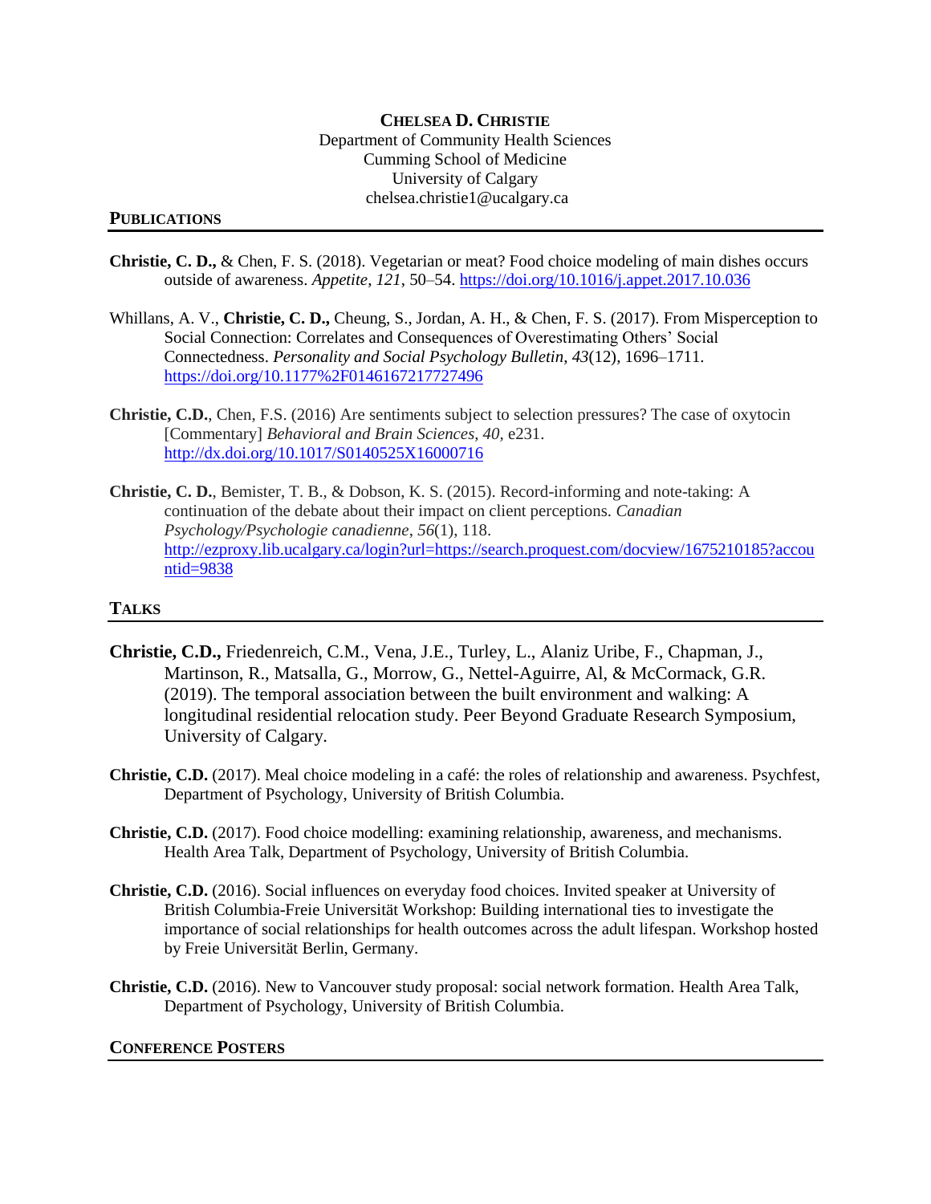**CHELSEA D. CHRISTIE**
Department of Community Health Sciences
Cumming School of Medicine
University of Calgary
chelsea.christie1@ucalgary.ca

## PUBLICATIONS

**Christie, C. D.,** & Chen, F. S. (2018). Vegetarian or meat? Food choice modeling of main dishes occurs outside of awareness. *Appetite, 121*, 50–54. https://doi.org/10.1016/j.appet.2017.10.036

Whillans, A. V., **Christie, C. D.,** Cheung, S., Jordan, A. H., & Chen, F. S. (2017). From Misperception to Social Connection: Correlates and Consequences of Overestimating Others' Social Connectedness. *Personality and Social Psychology Bulletin*, *43*(12), 1696–1711. https://doi.org/10.1177%2F0146167217727496

**Christie, C.D.**, Chen, F.S. (2016) Are sentiments subject to selection pressures? The case of oxytocin [Commentary] *Behavioral and Brain Sciences, 40,* e231. http://dx.doi.org/10.1017/S0140525X16000716

**Christie, C. D.**, Bemister, T. B., & Dobson, K. S. (2015). Record-informing and note-taking: A continuation of the debate about their impact on client perceptions. *Canadian Psychology/Psychologie canadienne*, *56*(1), 118. http://ezproxy.lib.ucalgary.ca/login?url=https://search.proquest.com/docview/1675210185?accountid=9838

## TALKS

**Christie, C.D.,** Friedenreich, C.M., Vena, J.E., Turley, L., Alaniz Uribe, F., Chapman, J., Martinson, R., Matsalla, G., Morrow, G., Nettel-Aguirre, Al, & McCormack, G.R. (2019). The temporal association between the built environment and walking: A longitudinal residential relocation study. Peer Beyond Graduate Research Symposium, University of Calgary.

**Christie, C.D.** (2017). Meal choice modeling in a café: the roles of relationship and awareness. Psychfest, Department of Psychology, University of British Columbia.

**Christie, C.D.** (2017). Food choice modelling: examining relationship, awareness, and mechanisms. Health Area Talk, Department of Psychology, University of British Columbia.

**Christie, C.D.** (2016). Social influences on everyday food choices. Invited speaker at University of British Columbia-Freie Universität Workshop: Building international ties to investigate the importance of social relationships for health outcomes across the adult lifespan. Workshop hosted by Freie Universität Berlin, Germany.

**Christie, C.D.** (2016). New to Vancouver study proposal: social network formation. Health Area Talk, Department of Psychology, University of British Columbia.

## CONFERENCE POSTERS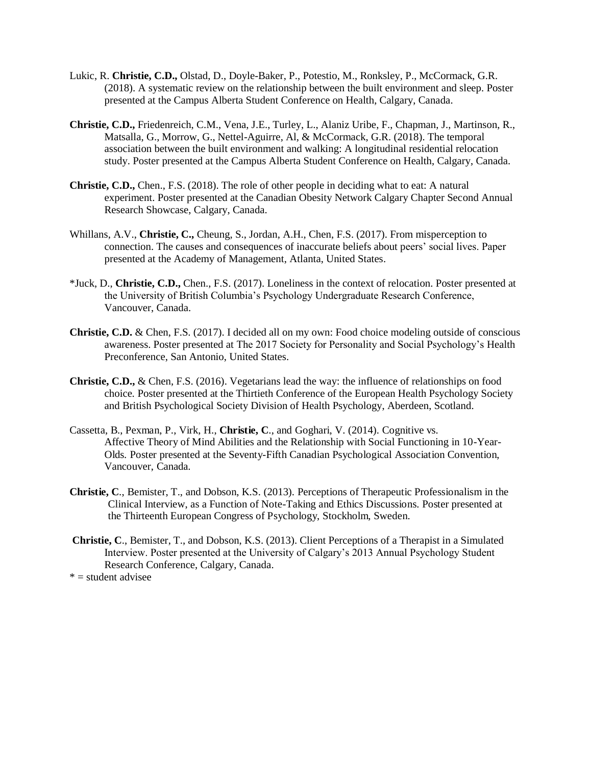Lukic, R. **Christie, C.D.,** Olstad, D., Doyle-Baker, P., Potestio, M., Ronksley, P., McCormack, G.R. (2018). A systematic review on the relationship between the built environment and sleep. Poster presented at the Campus Alberta Student Conference on Health, Calgary, Canada.

**Christie, C.D.,** Friedenreich, C.M., Vena, J.E., Turley, L., Alaniz Uribe, F., Chapman, J., Martinson, R., Matsalla, G., Morrow, G., Nettel-Aguirre, Al, & McCormack, G.R. (2018). The temporal association between the built environment and walking: A longitudinal residential relocation study. Poster presented at the Campus Alberta Student Conference on Health, Calgary, Canada.

**Christie, C.D.,** Chen., F.S. (2018). The role of other people in deciding what to eat: A natural experiment. Poster presented at the Canadian Obesity Network Calgary Chapter Second Annual Research Showcase, Calgary, Canada.

Whillans, A.V., **Christie, C.,** Cheung, S., Jordan, A.H., Chen, F.S. (2017). From misperception to connection. The causes and consequences of inaccurate beliefs about peers' social lives. Paper presented at the Academy of Management, Atlanta, United States.

*Juck, D., **Christie, C.D.,** Chen., F.S. (2017). Loneliness in the context of relocation. Poster presented at the University of British Columbia's Psychology Undergraduate Research Conference, Vancouver, Canada.

**Christie, C.D.** & Chen, F.S. (2017). I decided all on my own: Food choice modeling outside of conscious awareness. Poster presented at The 2017 Society for Personality and Social Psychology's Health Preconference, San Antonio, United States.

**Christie, C.D.,** & Chen, F.S. (2016). Vegetarians lead the way: the influence of relationships on food choice. Poster presented at the Thirtieth Conference of the European Health Psychology Society and British Psychological Society Division of Health Psychology, Aberdeen, Scotland.

Cassetta, B., Pexman, P., Virk, H., **Christie, C**., and Goghari, V. (2014). Cognitive vs. Affective Theory of Mind Abilities and the Relationship with Social Functioning in 10-Year-Olds. Poster presented at the Seventy-Fifth Canadian Psychological Association Convention, Vancouver, Canada.

**Christie, C**., Bemister, T., and Dobson, K.S. (2013). Perceptions of Therapeutic Professionalism in the Clinical Interview, as a Function of Note-Taking and Ethics Discussions. Poster presented at the Thirteenth European Congress of Psychology, Stockholm, Sweden.

**Christie, C**., Bemister, T., and Dobson, K.S. (2013). Client Perceptions of a Therapist in a Simulated Interview. Poster presented at the University of Calgary's 2013 Annual Psychology Student Research Conference, Calgary, Canada.

* = student advisee